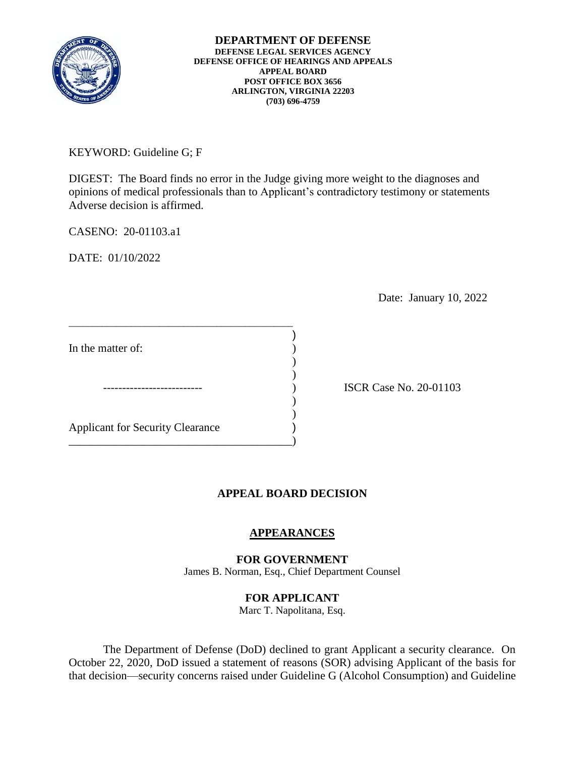**DEPARTMENT OF DEFENSE**
**DEFENSE LEGAL SERVICES AGENCY**
**DEFENSE OFFICE OF HEARINGS AND APPEALS**
**APPEAL BOARD**
**POST OFFICE BOX 3656**
**ARLINGTON, VIRGINIA 22203**
**(703) 696-4759**

KEYWORD: Guideline G; F

DIGEST: The Board finds no error in the Judge giving more weight to the diagnoses and opinions of medical professionals than to Applicant's contradictory testimony or statements Adverse decision is affirmed.

CASENO: 20-01103.a1

DATE: 01/10/2022

Date: January 10, 2022

| | | |
|---|---|---|
| In the matter of: | ) | |
| -------------------------- | ) | ISCR Case No. 20-01103 |
| Applicant for Security Clearance | ) | |

## APPEAL BOARD DECISION

### APPEARANCES

**FOR GOVERNMENT**
James B. Norman, Esq., Chief Department Counsel

**FOR APPLICANT**
Marc T. Napolitana, Esq.

The Department of Defense (DoD) declined to grant Applicant a security clearance. On October 22, 2020, DoD issued a statement of reasons (SOR) advising Applicant of the basis for that decision—security concerns raised under Guideline G (Alcohol Consumption) and Guideline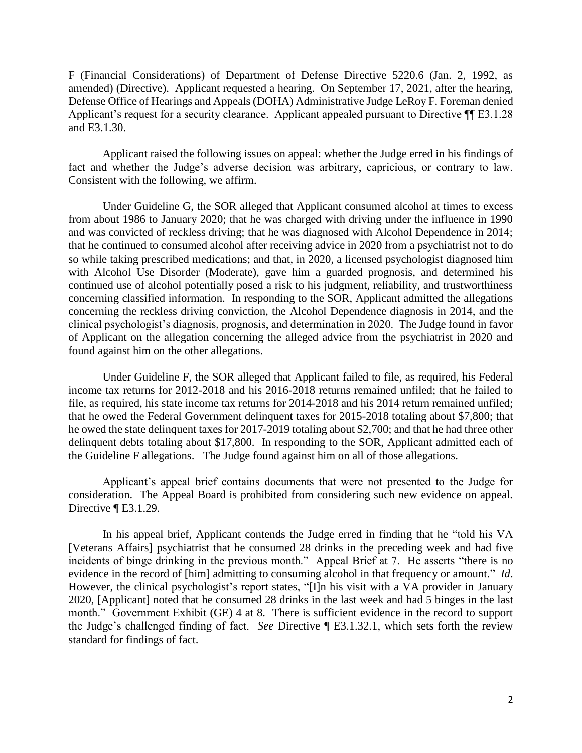F (Financial Considerations) of Department of Defense Directive 5220.6 (Jan. 2, 1992, as amended) (Directive). Applicant requested a hearing. On September 17, 2021, after the hearing, Defense Office of Hearings and Appeals (DOHA) Administrative Judge LeRoy F. Foreman denied Applicant's request for a security clearance. Applicant appealed pursuant to Directive ¶¶ E3.1.28 and E3.1.30.

Applicant raised the following issues on appeal: whether the Judge erred in his findings of fact and whether the Judge's adverse decision was arbitrary, capricious, or contrary to law. Consistent with the following, we affirm.

Under Guideline G, the SOR alleged that Applicant consumed alcohol at times to excess from about 1986 to January 2020; that he was charged with driving under the influence in 1990 and was convicted of reckless driving; that he was diagnosed with Alcohol Dependence in 2014; that he continued to consumed alcohol after receiving advice in 2020 from a psychiatrist not to do so while taking prescribed medications; and that, in 2020, a licensed psychologist diagnosed him with Alcohol Use Disorder (Moderate), gave him a guarded prognosis, and determined his continued use of alcohol potentially posed a risk to his judgment, reliability, and trustworthiness concerning classified information. In responding to the SOR, Applicant admitted the allegations concerning the reckless driving conviction, the Alcohol Dependence diagnosis in 2014, and the clinical psychologist's diagnosis, prognosis, and determination in 2020. The Judge found in favor of Applicant on the allegation concerning the alleged advice from the psychiatrist in 2020 and found against him on the other allegations.

Under Guideline F, the SOR alleged that Applicant failed to file, as required, his Federal income tax returns for 2012-2018 and his 2016-2018 returns remained unfiled; that he failed to file, as required, his state income tax returns for 2014-2018 and his 2014 return remained unfiled; that he owed the Federal Government delinquent taxes for 2015-2018 totaling about $7,800; that he owed the state delinquent taxes for 2017-2019 totaling about $2,700; and that he had three other delinquent debts totaling about $17,800. In responding to the SOR, Applicant admitted each of the Guideline F allegations. The Judge found against him on all of those allegations.

Applicant's appeal brief contains documents that were not presented to the Judge for consideration. The Appeal Board is prohibited from considering such new evidence on appeal. Directive ¶ E3.1.29.

In his appeal brief, Applicant contends the Judge erred in finding that he "told his VA [Veterans Affairs] psychiatrist that he consumed 28 drinks in the preceding week and had five incidents of binge drinking in the previous month." Appeal Brief at 7. He asserts "there is no evidence in the record of [him] admitting to consuming alcohol in that frequency or amount." *Id*. However, the clinical psychologist's report states, "[I]n his visit with a VA provider in January 2020, [Applicant] noted that he consumed 28 drinks in the last week and had 5 binges in the last month." Government Exhibit (GE) 4 at 8. There is sufficient evidence in the record to support the Judge's challenged finding of fact. *See* Directive ¶ E3.1.32.1, which sets forth the review standard for findings of fact.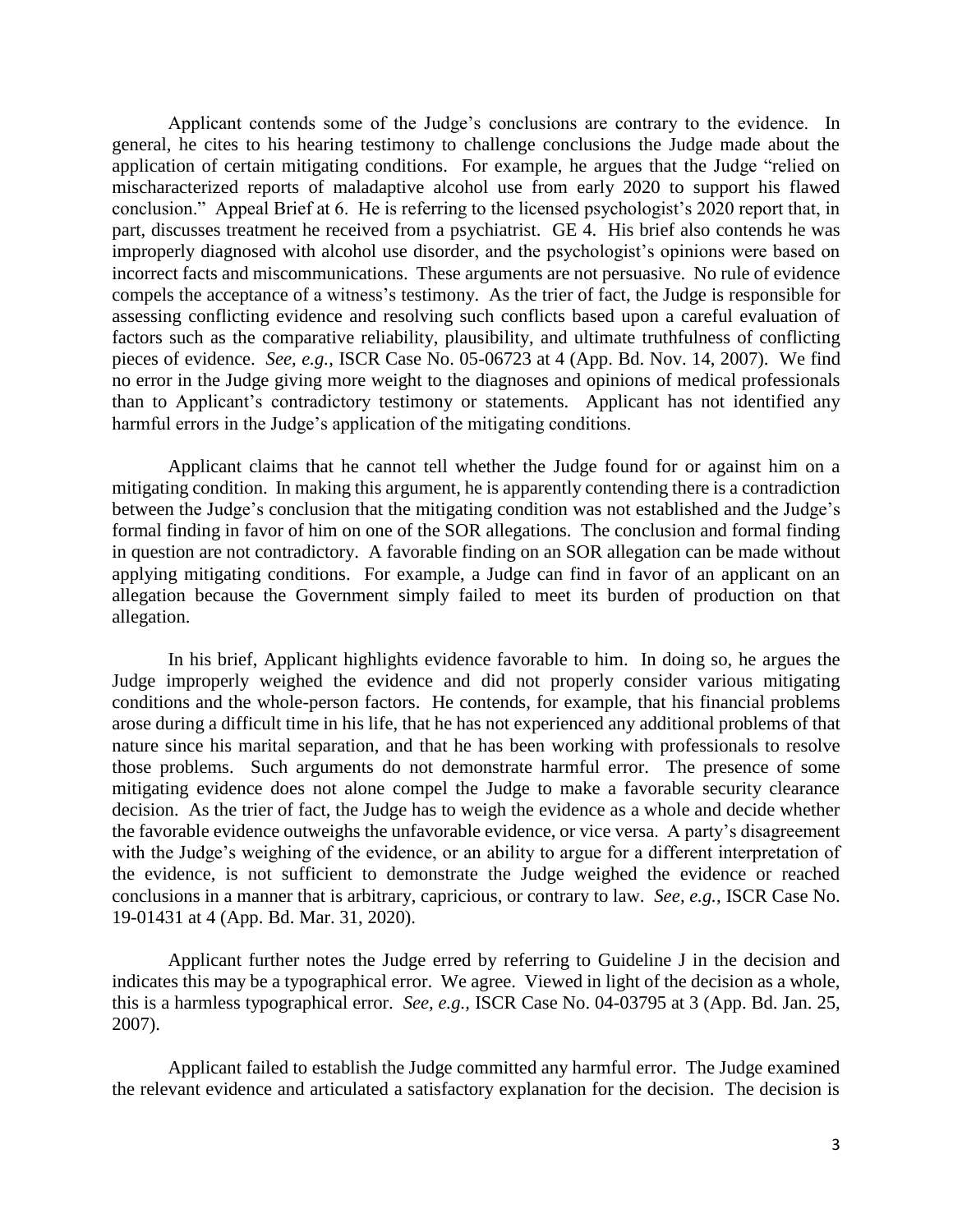Applicant contends some of the Judge's conclusions are contrary to the evidence. In general, he cites to his hearing testimony to challenge conclusions the Judge made about the application of certain mitigating conditions. For example, he argues that the Judge "relied on mischaracterized reports of maladaptive alcohol use from early 2020 to support his flawed conclusion." Appeal Brief at 6. He is referring to the licensed psychologist's 2020 report that, in part, discusses treatment he received from a psychiatrist. GE 4. His brief also contends he was improperly diagnosed with alcohol use disorder, and the psychologist's opinions were based on incorrect facts and miscommunications. These arguments are not persuasive. No rule of evidence compels the acceptance of a witness's testimony. As the trier of fact, the Judge is responsible for assessing conflicting evidence and resolving such conflicts based upon a careful evaluation of factors such as the comparative reliability, plausibility, and ultimate truthfulness of conflicting pieces of evidence. *See, e.g.,* ISCR Case No. 05-06723 at 4 (App. Bd. Nov. 14, 2007). We find no error in the Judge giving more weight to the diagnoses and opinions of medical professionals than to Applicant's contradictory testimony or statements. Applicant has not identified any harmful errors in the Judge's application of the mitigating conditions.

Applicant claims that he cannot tell whether the Judge found for or against him on a mitigating condition. In making this argument, he is apparently contending there is a contradiction between the Judge's conclusion that the mitigating condition was not established and the Judge's formal finding in favor of him on one of the SOR allegations. The conclusion and formal finding in question are not contradictory. A favorable finding on an SOR allegation can be made without applying mitigating conditions. For example, a Judge can find in favor of an applicant on an allegation because the Government simply failed to meet its burden of production on that allegation.

In his brief, Applicant highlights evidence favorable to him. In doing so, he argues the Judge improperly weighed the evidence and did not properly consider various mitigating conditions and the whole-person factors. He contends, for example, that his financial problems arose during a difficult time in his life, that he has not experienced any additional problems of that nature since his marital separation, and that he has been working with professionals to resolve those problems. Such arguments do not demonstrate harmful error. The presence of some mitigating evidence does not alone compel the Judge to make a favorable security clearance decision. As the trier of fact, the Judge has to weigh the evidence as a whole and decide whether the favorable evidence outweighs the unfavorable evidence, or vice versa. A party's disagreement with the Judge's weighing of the evidence, or an ability to argue for a different interpretation of the evidence, is not sufficient to demonstrate the Judge weighed the evidence or reached conclusions in a manner that is arbitrary, capricious, or contrary to law. *See, e.g.,* ISCR Case No. 19-01431 at 4 (App. Bd. Mar. 31, 2020).

Applicant further notes the Judge erred by referring to Guideline J in the decision and indicates this may be a typographical error. We agree. Viewed in light of the decision as a whole, this is a harmless typographical error. *See, e.g.,* ISCR Case No. 04-03795 at 3 (App. Bd. Jan. 25, 2007).

Applicant failed to establish the Judge committed any harmful error. The Judge examined the relevant evidence and articulated a satisfactory explanation for the decision. The decision is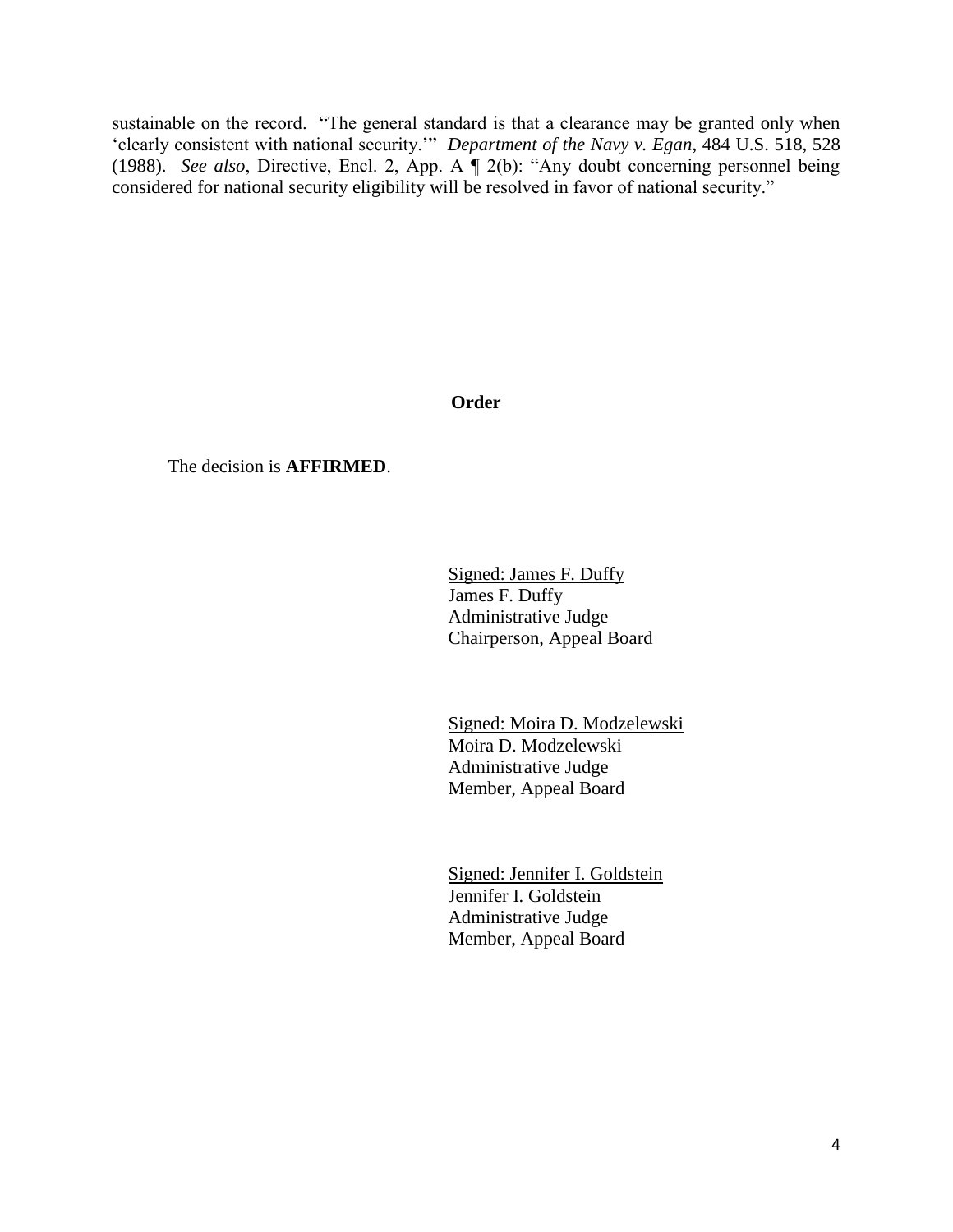sustainable on the record. "The general standard is that a clearance may be granted only when 'clearly consistent with national security.'" *Department of the Navy v. Egan*, 484 U.S. 518, 528 (1988). *See also*, Directive, Encl. 2, App. A ¶ 2(b): "Any doubt concerning personnel being considered for national security eligibility will be resolved in favor of national security."

**Order**

The decision is **AFFIRMED**.

Signed: James F. Duffy
James F. Duffy
Administrative Judge
Chairperson, Appeal Board

Signed: Moira D. Modzelewski
Moira D. Modzelewski
Administrative Judge
Member, Appeal Board

Signed: Jennifer I. Goldstein
Jennifer I. Goldstein
Administrative Judge
Member, Appeal Board